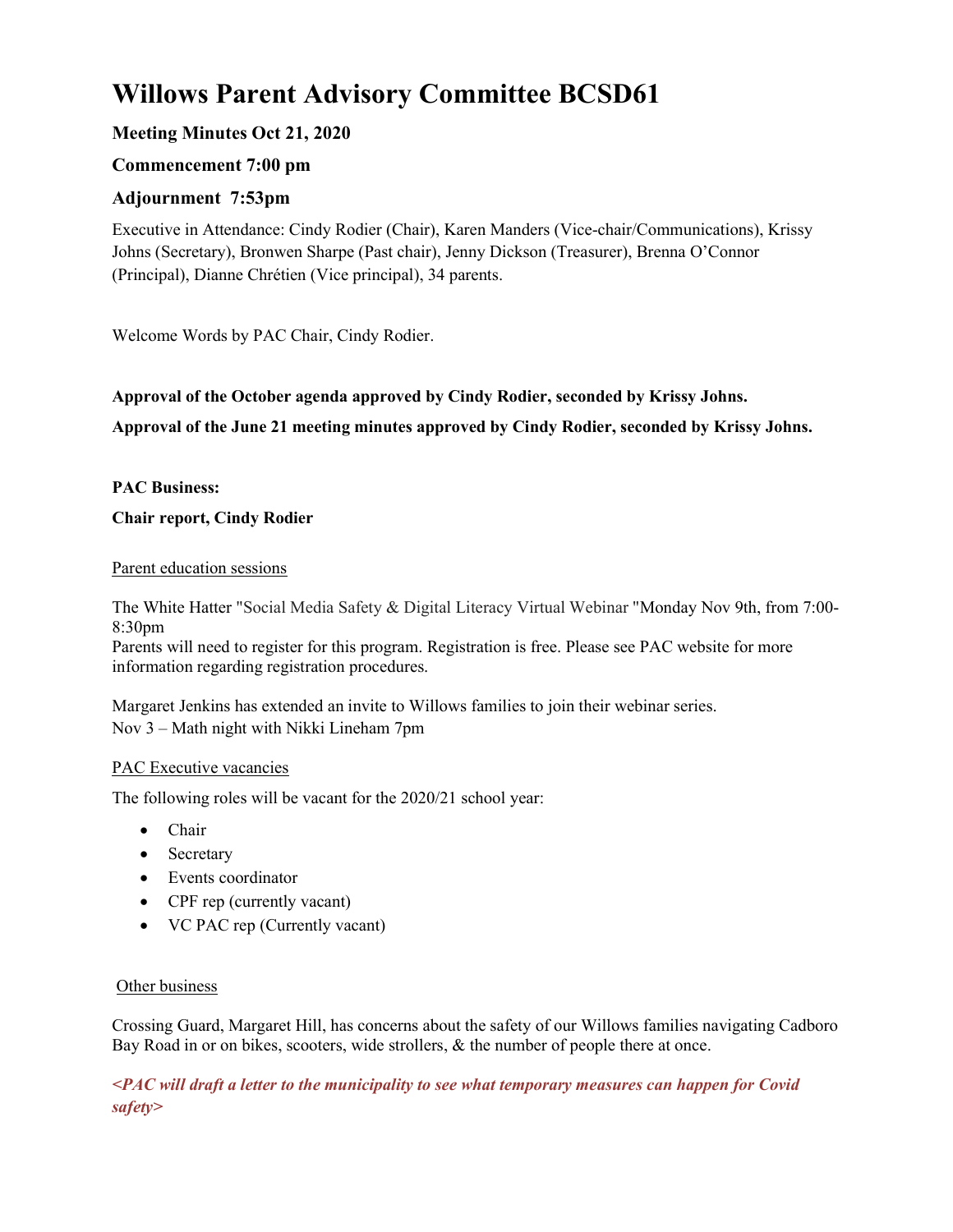# Willows Parent Advisory Committee BCSD61

### Meeting Minutes Oct 21, 2020

### Commencement 7:00 pm

### Adjournment 7:53pm

Executive in Attendance: Cindy Rodier (Chair), Karen Manders (Vice-chair/Communications), Krissy Johns (Secretary), Bronwen Sharpe (Past chair), Jenny Dickson (Treasurer), Brenna O'Connor (Principal), Dianne Chrétien (Vice principal), 34 parents.

Welcome Words by PAC Chair, Cindy Rodier.

**Approval of the October agenda approved by Cindy Rodier, seconded by Krissy Johns.**

**Approval of the June 21 meeting minutes approved by Cindy Rodier, seconded by Krissy Johns.**

**PAC Business:**

**Chair report, Cindy Rodier**

<u>Parent education sessions</u>

The White Hatter "Social Media Safety & Digital Literacy Virtual Webinar "Monday Nov 9th, from 7:00-8:30pm
Parents will need to register for this program. Registration is free. Please see PAC website for more information regarding registration procedures.

Margaret Jenkins has extended an invite to Willows families to join their webinar series.
Nov 3 – Math night with Nikki Lineham 7pm

<u>PAC Executive vacancies</u>

The following roles will be vacant for the 2020/21 school year:

- Chair
- Secretary
- Events coordinator
- CPF rep (currently vacant)
- VC PAC rep (Currently vacant)

<u>Other business</u>

Crossing Guard, Margaret Hill, has concerns about the safety of our Willows families navigating Cadboro Bay Road in or on bikes, scooters, wide strollers, & the number of people there at once.

***<PAC will draft a letter to the municipality to see what temporary measures can happen for Covid safety>***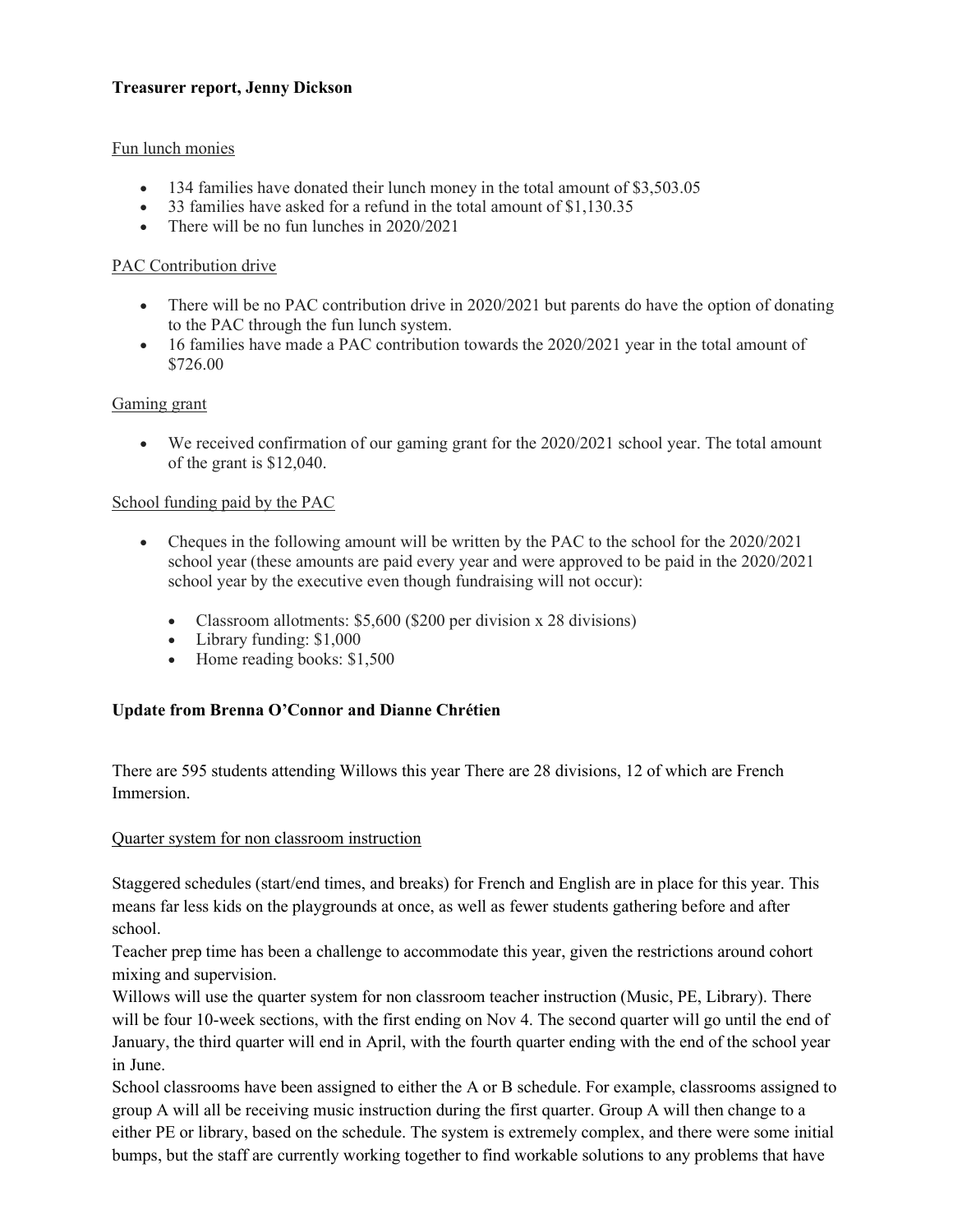**Treasurer report, Jenny Dickson**

Fun lunch monies

- 134 families have donated their lunch money in the total amount of $3,503.05
- 33 families have asked for a refund in the total amount of $1,130.35
- There will be no fun lunches in 2020/2021

PAC Contribution drive

- There will be no PAC contribution drive in 2020/2021 but parents do have the option of donating to the PAC through the fun lunch system.
- 16 families have made a PAC contribution towards the 2020/2021 year in the total amount of $726.00

Gaming grant

- We received confirmation of our gaming grant for the 2020/2021 school year. The total amount of the grant is $12,040.

School funding paid by the PAC

- Cheques in the following amount will be written by the PAC to the school for the 2020/2021 school year (these amounts are paid every year and were approved to be paid in the 2020/2021 school year by the executive even though fundraising will not occur):
    - Classroom allotments: $5,600 ($200 per division x 28 divisions)
    - Library funding: $1,000
    - Home reading books: $1,500

**Update from Brenna O'Connor and Dianne Chrétien**

There are 595 students attending Willows this year There are 28 divisions, 12 of which are French Immersion.

Quarter system for non classroom instruction

Staggered schedules (start/end times, and breaks) for French and English are in place for this year. This means far less kids on the playgrounds at once, as well as fewer students gathering before and after school.
Teacher prep time has been a challenge to accommodate this year, given the restrictions around cohort mixing and supervision.
Willows will use the quarter system for non classroom teacher instruction (Music, PE, Library). There will be four 10-week sections, with the first ending on Nov 4. The second quarter will go until the end of January, the third quarter will end in April, with the fourth quarter ending with the end of the school year in June.
School classrooms have been assigned to either the A or B schedule. For example, classrooms assigned to group A will all be receiving music instruction during the first quarter. Group A will then change to a either PE or library, based on the schedule. The system is extremely complex, and there were some initial bumps, but the staff are currently working together to find workable solutions to any problems that have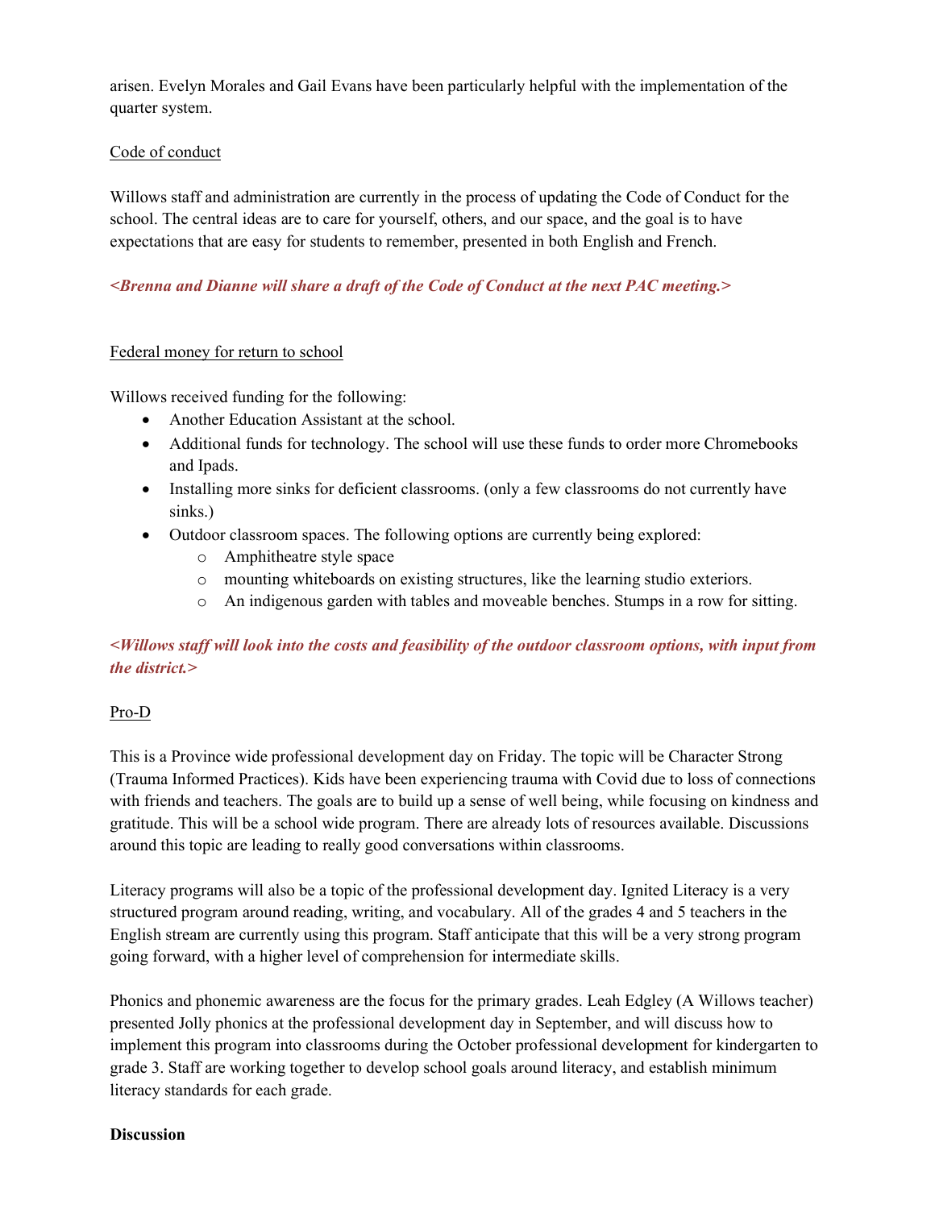arisen. Evelyn Morales and Gail Evans have been particularly helpful with the implementation of the quarter system.

Code of conduct

Willows staff and administration are currently in the process of updating the Code of Conduct for the school. The central ideas are to care for yourself, others, and our space, and the goal is to have expectations that are easy for students to remember, presented in both English and French.

***<Brenna and Dianne will share a draft of the Code of Conduct at the next PAC meeting.>***

Federal money for return to school

Willows received funding for the following:

- Another Education Assistant at the school.
- Additional funds for technology. The school will use these funds to order more Chromebooks and Ipads.
- Installing more sinks for deficient classrooms. (only a few classrooms do not currently have sinks.)
- Outdoor classroom spaces. The following options are currently being explored:
    - Amphitheatre style space
    - mounting whiteboards on existing structures, like the learning studio exteriors.
    - An indigenous garden with tables and moveable benches. Stumps in a row for sitting.

***<Willows staff will look into the costs and feasibility of the outdoor classroom options, with input from the district.>***

Pro-D

This is a Province wide professional development day on Friday. The topic will be Character Strong (Trauma Informed Practices). Kids have been experiencing trauma with Covid due to loss of connections with friends and teachers. The goals are to build up a sense of well being, while focusing on kindness and gratitude. This will be a school wide program. There are already lots of resources available. Discussions around this topic are leading to really good conversations within classrooms.

Literacy programs will also be a topic of the professional development day. Ignited Literacy is a very structured program around reading, writing, and vocabulary. All of the grades 4 and 5 teachers in the English stream are currently using this program. Staff anticipate that this will be a very strong program going forward, with a higher level of comprehension for intermediate skills.

Phonics and phonemic awareness are the focus for the primary grades. Leah Edgley (A Willows teacher) presented Jolly phonics at the professional development day in September, and will discuss how to implement this program into classrooms during the October professional development for kindergarten to grade 3. Staff are working together to develop school goals around literacy, and establish minimum literacy standards for each grade.

**Discussion**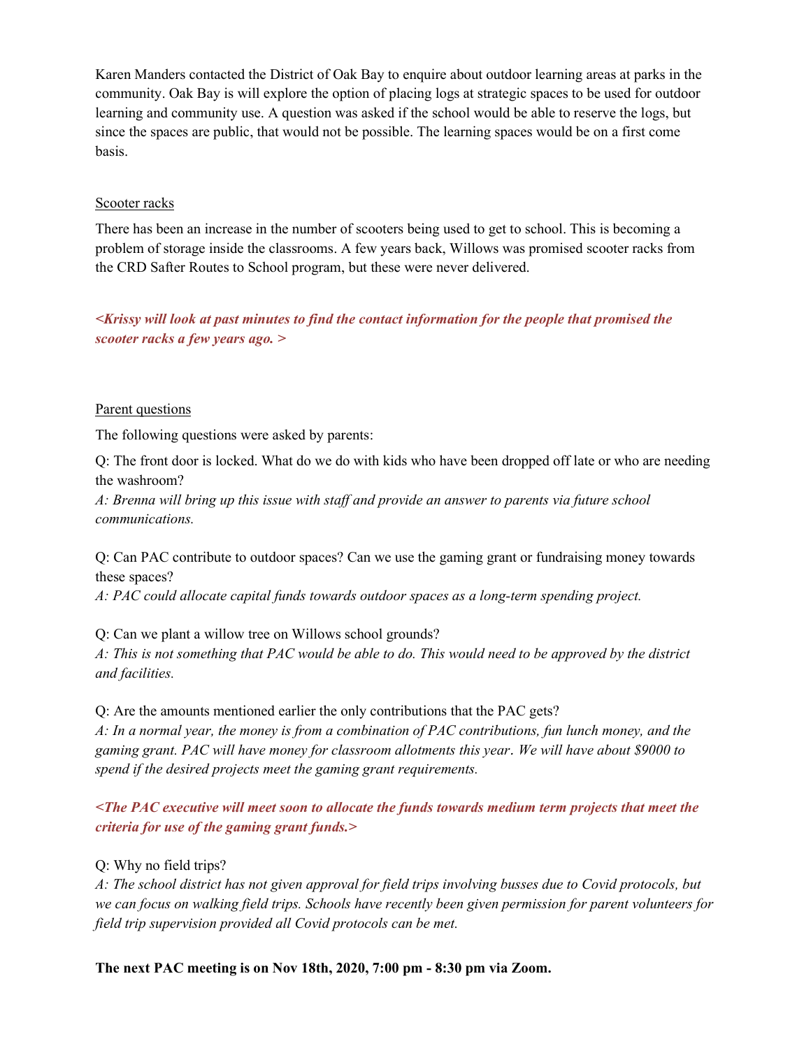Karen Manders contacted the District of Oak Bay to enquire about outdoor learning areas at parks in the community. Oak Bay is will explore the option of placing logs at strategic spaces to be used for outdoor learning and community use. A question was asked if the school would be able to reserve the logs, but since the spaces are public, that would not be possible. The learning spaces would be on a first come basis.

Scooter racks

There has been an increase in the number of scooters being used to get to school. This is becoming a problem of storage inside the classrooms. A few years back, Willows was promised scooter racks from the CRD Safter Routes to School program, but these were never delivered.

***<Krissy will look at past minutes to find the contact information for the people that promised the scooter racks a few years ago. >***

Parent questions

The following questions were asked by parents:

Q: The front door is locked. What do we do with kids who have been dropped off late or who are needing the washroom?
*A: Brenna will bring up this issue with staff and provide an answer to parents via future school communications.*

Q: Can PAC contribute to outdoor spaces? Can we use the gaming grant or fundraising money towards these spaces?
*A: PAC could allocate capital funds towards outdoor spaces as a long-term spending project.*

Q: Can we plant a willow tree on Willows school grounds?
*A: This is not something that PAC would be able to do. This would need to be approved by the district and facilities.*

Q: Are the amounts mentioned earlier the only contributions that the PAC gets?
*A: In a normal year, the money is from a combination of PAC contributions, fun lunch money, and the gaming grant. PAC will have money for classroom allotments this year. We will have about $9000 to spend if the desired projects meet the gaming grant requirements.*

***<The PAC executive will meet soon to allocate the funds towards medium term projects that meet the criteria for use of the gaming grant funds.>***

Q: Why no field trips?
*A: The school district has not given approval for field trips involving busses due to Covid protocols, but we can focus on walking field trips. Schools have recently been given permission for parent volunteers for field trip supervision provided all Covid protocols can be met.*

**The next PAC meeting is on Nov 18th, 2020, 7:00 pm - 8:30 pm via Zoom.**